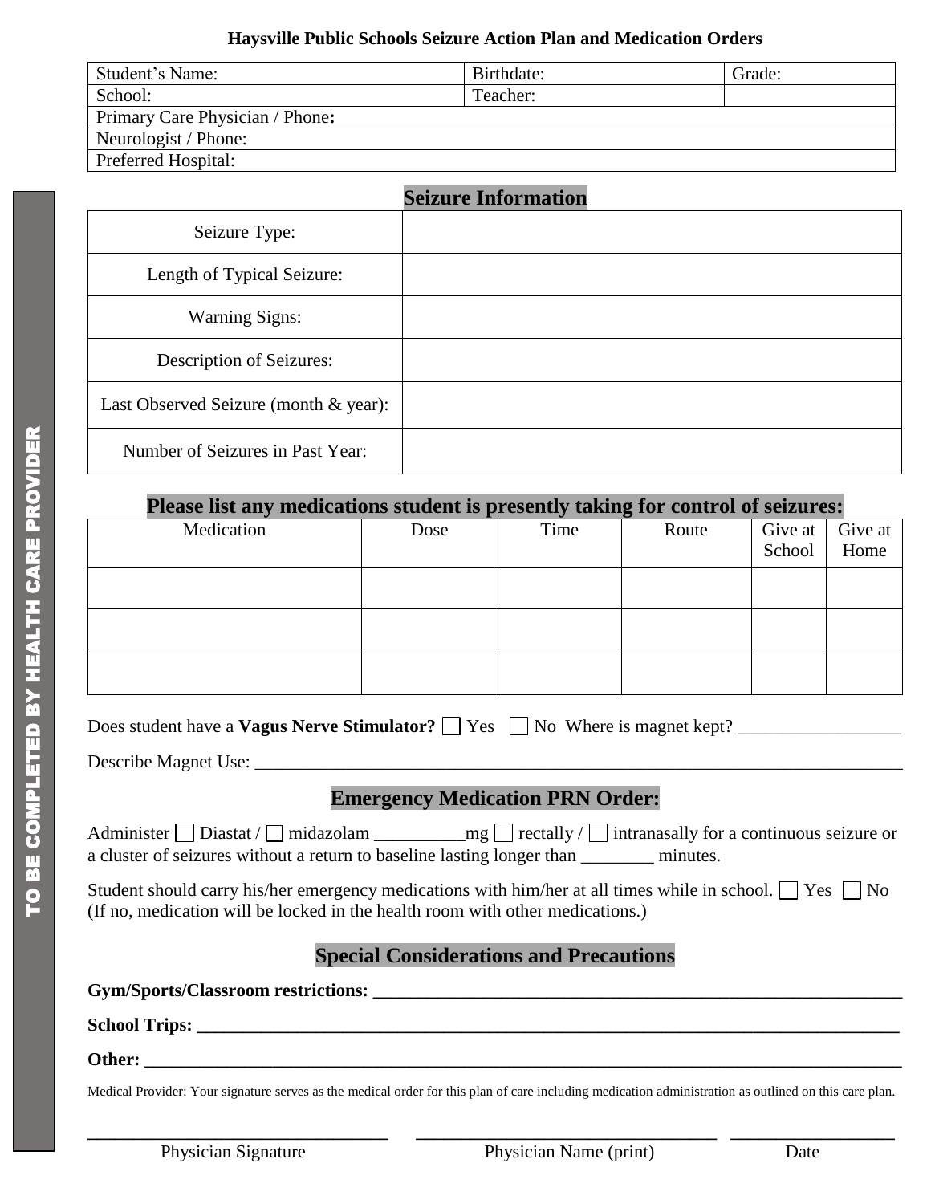**Haysville Public Schools Seizure Action Plan and Medication Orders**

| Student's Name: | Birthdate: | Grade: |
|---|---|---|
| School: | Teacher: | |
| Primary Care Physician / Phone**:** | | |
| Neurologist / Phone: | | |
| Preferred Hospital: | | |

TO BE COMPLETED BY HEALTH CARE PROVIDER

## Seizure Information

| | |
|---|---|
| Seizure Type: | |
| Length of Typical Seizure: | |
| Warning Signs: | |
| Description of Seizures: | |
| Last Observed Seizure (month & year): | |
| Number of Seizures in Past Year: | |

## Please list any medications student is presently taking for control of seizures:

| Medication | Dose | Time | Route | Give at School | Give at Home |
|---|---|---|---|---|---|
| | | | | | |
| | | | | | |
| | | | | | |

Does student have a **Vagus Nerve Stimulator?** ☐ Yes ☐ No Where is magnet kept? __________________

Describe Magnet Use: ___________________________________________________________________________

## Emergency Medication PRN Order:

Administer ☐ Diastat / ☐ midazolam __________mg ☐ rectally / ☐ intranasally for a continuous seizure or a cluster of seizures without a return to baseline lasting longer than ________ minutes.

Student should carry his/her emergency medications with him/her at all times while in school. ☐ Yes ☐ No (If no, medication will be locked in the health room with other medications.)

## Special Considerations and Precautions

**Gym/Sports/Classroom restrictions: ____________________________________________________________**

**School Trips: ________________________________________________________________________________**

**Other: ______________________________________________________________________________________**

Medical Provider: Your signature serves as the medical order for this plan of care including medication administration as outlined on this care plan.

_______________________________ _______________________________ ________________

Physician Signature Physician Name (print) Date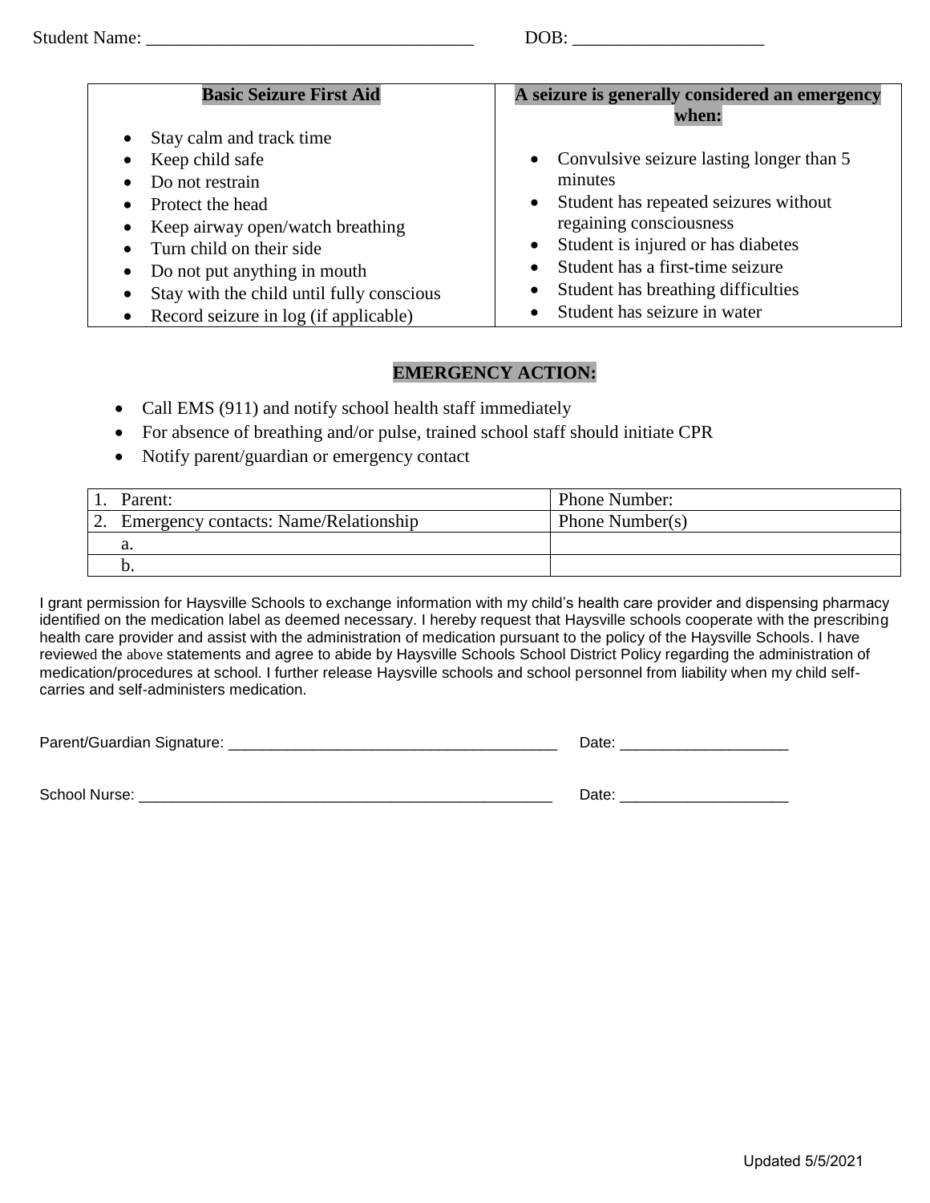Student Name: ___________________________________ DOB: ____________________

| **Basic Seizure First Aid** | **A seizure is generally considered an emergency when:** |
|---|---|
| • Stay calm and track time<br>• Keep child safe<br>• Do not restrain<br>• Protect the head<br>• Keep airway open/watch breathing<br>• Turn child on their side<br>• Do not put anything in mouth<br>• Stay with the child until fully conscious<br>• Record seizure in log (if applicable) | • Convulsive seizure lasting longer than 5 minutes<br>• Student has repeated seizures without regaining consciousness<br>• Student is injured or has diabetes<br>• Student has a first-time seizure<br>• Student has breathing difficulties<br>• Student has seizure in water |

## EMERGENCY ACTION:

- Call EMS (911) and notify school health staff immediately
- For absence of breathing and/or pulse, trained school staff should initiate CPR
- Notify parent/guardian or emergency contact

| | |
|---|---|
| 1. Parent: | Phone Number: |
| 2. Emergency contacts: Name/Relationship | Phone Number(s) |
| a. | |
| b. | |

I grant permission for Haysville Schools to exchange information with my child's health care provider and dispensing pharmacy identified on the medication label as deemed necessary. I hereby request that Haysville schools cooperate with the prescribing health care provider and assist with the administration of medication pursuant to the policy of the Haysville Schools. I have reviewed the above statements and agree to abide by Haysville Schools School District Policy regarding the administration of medication/procedures at school. I further release Haysville schools and school personnel from liability when my child self-carries and self-administers medication.

Parent/Guardian Signature: ________________________________________ Date: ____________________

School Nurse: ___________________________________________________ Date: ____________________

Updated 5/5/2021